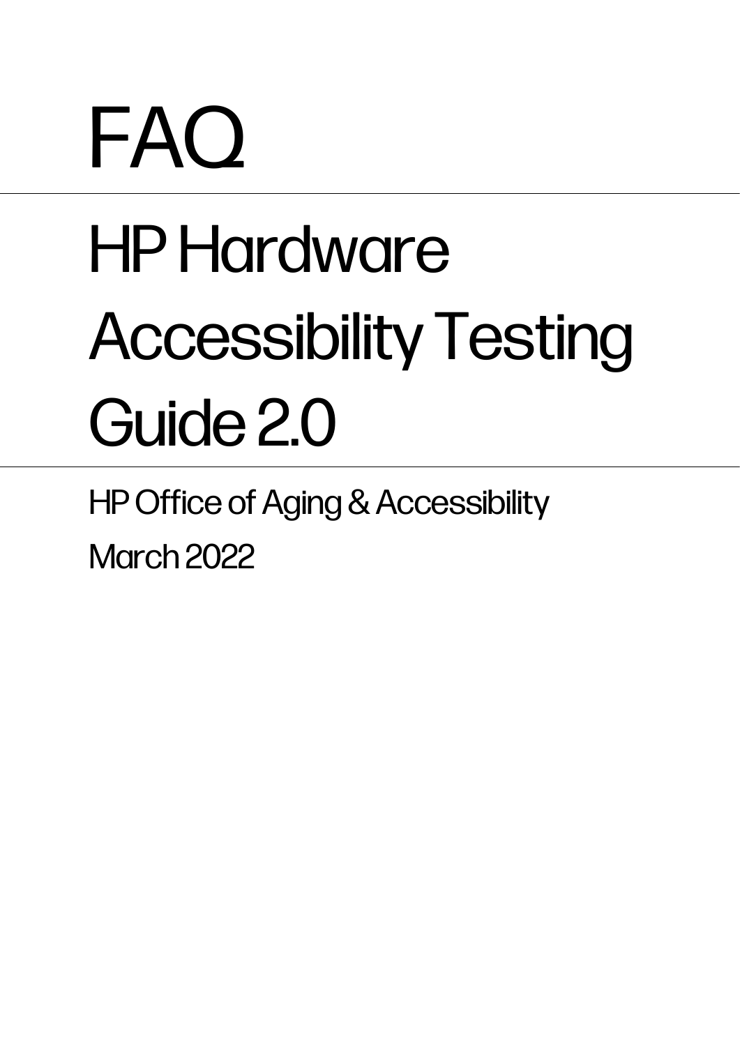# FAQ

---

# HP Hardware Accessibility Testing Guide 2.0

---

HP Office of Aging & Accessibility

March 2022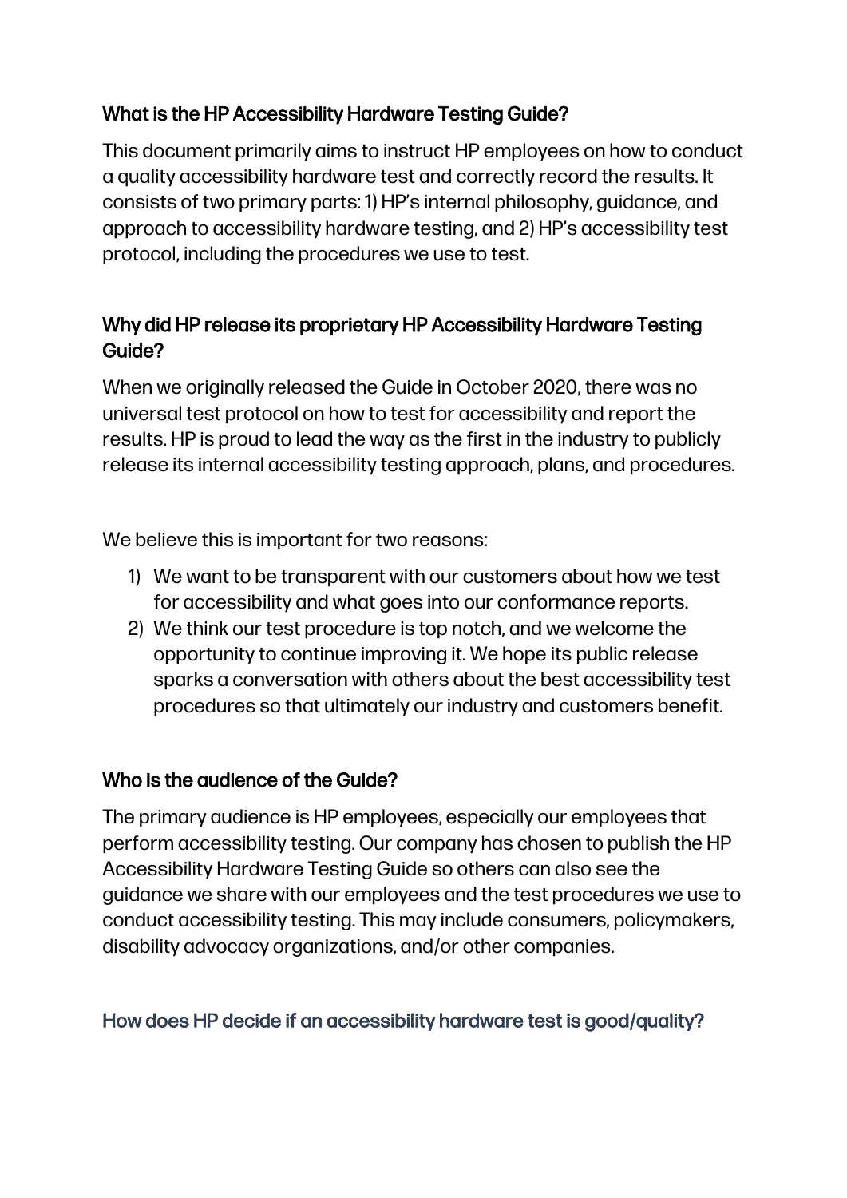## What is the HP Accessibility Hardware Testing Guide?

This document primarily aims to instruct HP employees on how to conduct a quality accessibility hardware test and correctly record the results. It consists of two primary parts: 1) HP's internal philosophy, guidance, and approach to accessibility hardware testing, and 2) HP's accessibility test protocol, including the procedures we use to test.

## Why did HP release its proprietary HP Accessibility Hardware Testing Guide?

When we originally released the Guide in October 2020, there was no universal test protocol on how to test for accessibility and report the results. HP is proud to lead the way as the first in the industry to publicly release its internal accessibility testing approach, plans, and procedures.

We believe this is important for two reasons:

1) We want to be transparent with our customers about how we test for accessibility and what goes into our conformance reports.
2) We think our test procedure is top notch, and we welcome the opportunity to continue improving it. We hope its public release sparks a conversation with others about the best accessibility test procedures so that ultimately our industry and customers benefit.

## Who is the audience of the Guide?

The primary audience is HP employees, especially our employees that perform accessibility testing. Our company has chosen to publish the HP Accessibility Hardware Testing Guide so others can also see the guidance we share with our employees and the test procedures we use to conduct accessibility testing. This may include consumers, policymakers, disability advocacy organizations, and/or other companies.

## How does HP decide if an accessibility hardware test is good/quality?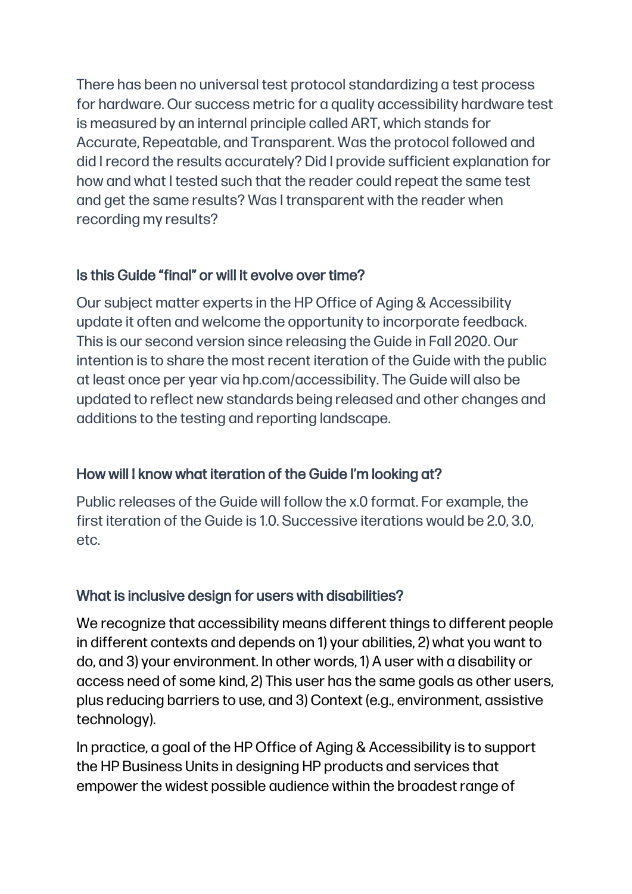There has been no universal test protocol standardizing a test process for hardware. Our success metric for a quality accessibility hardware test is measured by an internal principle called ART, which stands for Accurate, Repeatable, and Transparent. Was the protocol followed and did I record the results accurately? Did I provide sufficient explanation for how and what I tested such that the reader could repeat the same test and get the same results? Was I transparent with the reader when recording my results?

### Is this Guide “final” or will it evolve over time?

Our subject matter experts in the HP Office of Aging & Accessibility update it often and welcome the opportunity to incorporate feedback. This is our second version since releasing the Guide in Fall 2020. Our intention is to share the most recent iteration of the Guide with the public at least once per year via hp.com/accessibility. The Guide will also be updated to reflect new standards being released and other changes and additions to the testing and reporting landscape.

### How will I know what iteration of the Guide I’m looking at?

Public releases of the Guide will follow the x.0 format. For example, the first iteration of the Guide is 1.0. Successive iterations would be 2.0, 3.0, etc.

### What is inclusive design for users with disabilities?

We recognize that accessibility means different things to different people in different contexts and depends on 1) your abilities, 2) what you want to do, and 3) your environment. In other words, 1) A user with a disability or access need of some kind, 2) This user has the same goals as other users, plus reducing barriers to use, and 3) Context (e.g., environment, assistive technology).

In practice, a goal of the HP Office of Aging & Accessibility is to support the HP Business Units in designing HP products and services that empower the widest possible audience within the broadest range of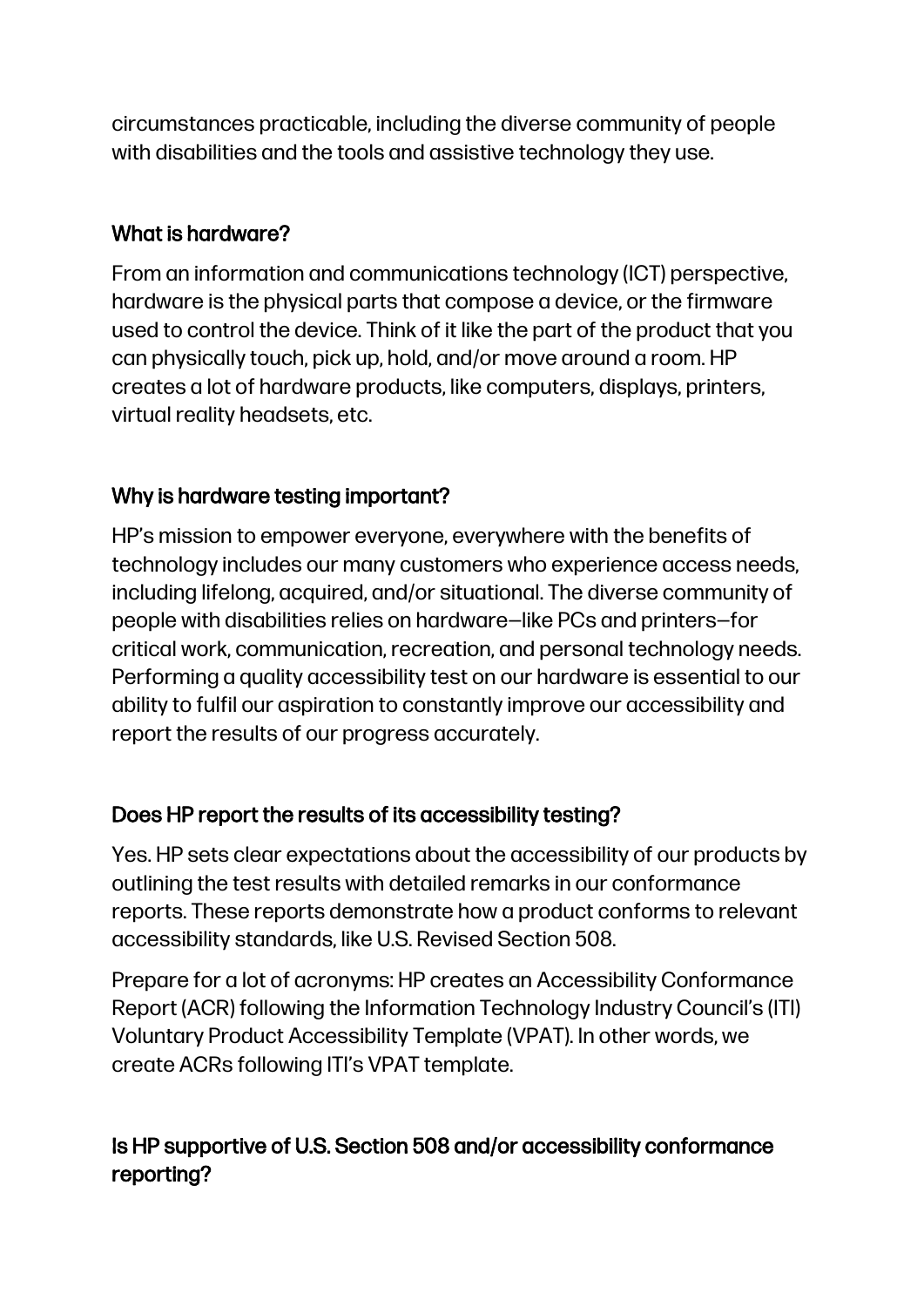circumstances practicable, including the diverse community of people with disabilities and the tools and assistive technology they use.

## What is hardware?

From an information and communications technology (ICT) perspective, hardware is the physical parts that compose a device, or the firmware used to control the device. Think of it like the part of the product that you can physically touch, pick up, hold, and/or move around a room. HP creates a lot of hardware products, like computers, displays, printers, virtual reality headsets, etc.

## Why is hardware testing important?

HP's mission to empower everyone, everywhere with the benefits of technology includes our many customers who experience access needs, including lifelong, acquired, and/or situational. The diverse community of people with disabilities relies on hardware—like PCs and printers—for critical work, communication, recreation, and personal technology needs. Performing a quality accessibility test on our hardware is essential to our ability to fulfil our aspiration to constantly improve our accessibility and report the results of our progress accurately.

## Does HP report the results of its accessibility testing?

Yes. HP sets clear expectations about the accessibility of our products by outlining the test results with detailed remarks in our conformance reports. These reports demonstrate how a product conforms to relevant accessibility standards, like U.S. Revised Section 508.

Prepare for a lot of acronyms: HP creates an Accessibility Conformance Report (ACR) following the Information Technology Industry Council's (ITI) Voluntary Product Accessibility Template (VPAT). In other words, we create ACRs following ITI's VPAT template.

## Is HP supportive of U.S. Section 508 and/or accessibility conformance reporting?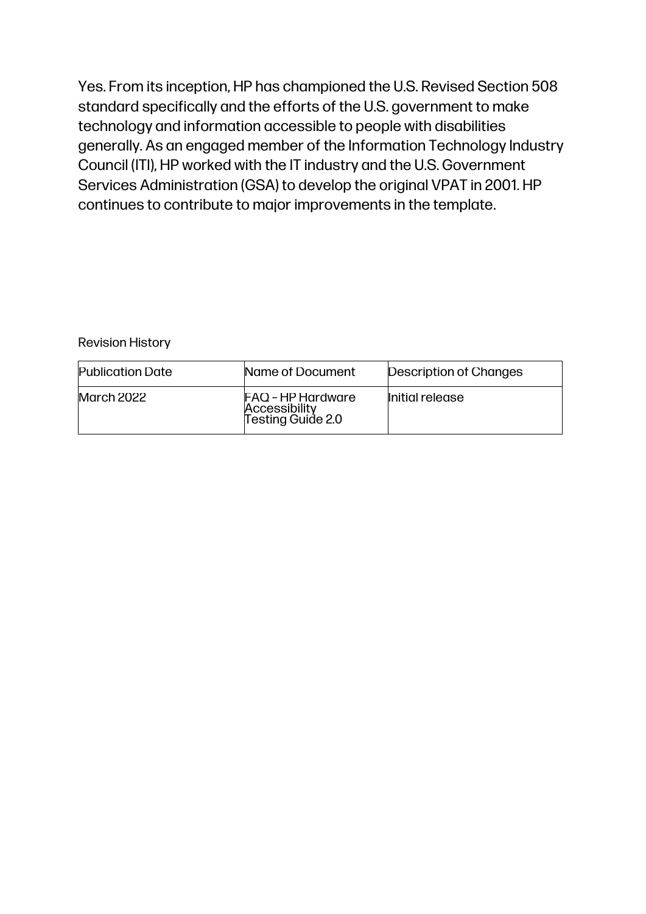Yes. From its inception, HP has championed the U.S. Revised Section 508 standard specifically and the efforts of the U.S. government to make technology and information accessible to people with disabilities generally. As an engaged member of the Information Technology Industry Council (ITI), HP worked with the IT industry and the U.S. Government Services Administration (GSA) to develop the original VPAT in 2001. HP continues to contribute to major improvements in the template.

Revision History

| Publication Date | Name of Document | Description of Changes |
|---|---|---|
| March 2022 | FAQ – HP Hardware Accessibility Testing Guide 2.0 | Initial release |